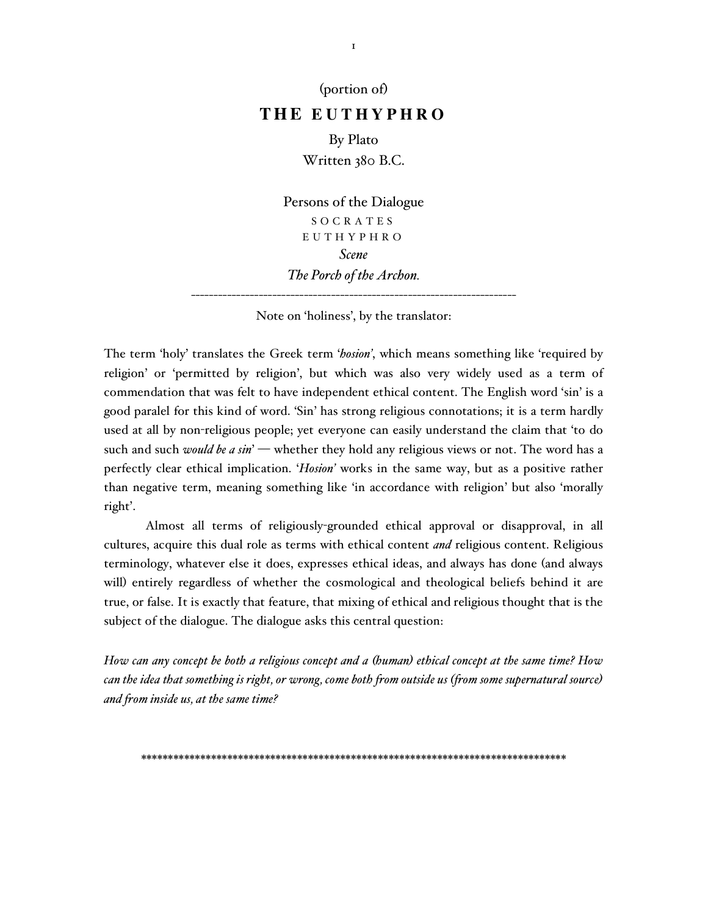(portion of)

# THE EUTHYPHRO

By Plato

Written 380 B.C.

Persons of the Dialogue

SOCRATES

EUTHYPHRO

*Scene*

*The Porch of the Archon.*

---

Note on 'holiness', by the translator:

The term 'holy' translates the Greek term '*hosion*', which means something like 'required by religion' or 'permitted by religion', but which was also very widely used as a term of commendation that was felt to have independent ethical content. The English word 'sin' is a good paralel for this kind of word. 'Sin' has strong religious connotations; it is a term hardly used at all by non-religious people; yet everyone can easily understand the claim that 'to do such and such *would be a sin*' — whether they hold any religious views or not. The word has a perfectly clear ethical implication. '*Hosion'* works in the same way, but as a positive rather than negative term, meaning something like 'in accordance with religion' but also 'morally right'.

Almost all terms of religiously-grounded ethical approval or disapproval, in all cultures, acquire this dual role as terms with ethical content *and* religious content. Religious terminology, whatever else it does, expresses ethical ideas, and always has done (and always will) entirely regardless of whether the cosmological and theological beliefs behind it are true, or false. It is exactly that feature, that mixing of ethical and religious thought that is the subject of the dialogue. The dialogue asks this central question:

*How can any concept be both a religious concept and a (human) ethical concept at the same time? How can the idea that something is right, or wrong, come both from outside us (from some supernatural source) and from inside us, at the same time?*

*******************************************************************************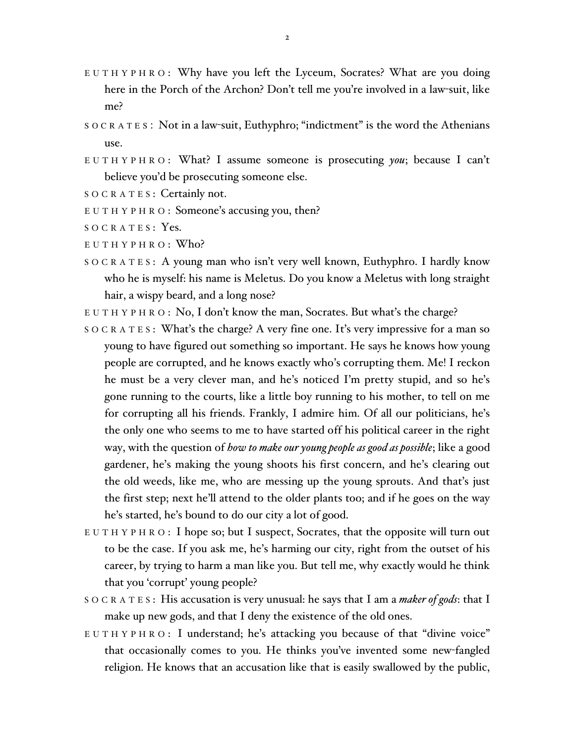EUTHYPHRO: Why have you left the Lyceum, Socrates? What are you doing here in the Porch of the Archon? Don't tell me you're involved in a law-suit, like me?

SOCRATES: Not in a law-suit, Euthyphro; "indictment" is the word the Athenians use.

EUTHYPHRO: What? I assume someone is prosecuting *you*; because I can't believe you'd be prosecuting someone else.

SOCRATES: Certainly not.

EUTHYPHRO: Someone's accusing you, then?

SOCRATES: Yes.

EUTHYPHRO: Who?

SOCRATES: A young man who isn't very well known, Euthyphro. I hardly know who he is myself: his name is Meletus. Do you know a Meletus with long straight hair, a wispy beard, and a long nose?

EUTHYPHRO: No, I don't know the man, Socrates. But what's the charge?

SOCRATES: What's the charge? A very fine one. It's very impressive for a man so young to have figured out something so important. He says he knows how young people are corrupted, and he knows exactly who's corrupting them. Me! I reckon he must be a very clever man, and he's noticed I'm pretty stupid, and so he's gone running to the courts, like a little boy running to his mother, to tell on me for corrupting all his friends. Frankly, I admire him. Of all our politicians, he's the only one who seems to me to have started off his political career in the right way, with the question of *how to make our young people as good as possible*; like a good gardener, he's making the young shoots his first concern, and he's clearing out the old weeds, like me, who are messing up the young sprouts. And that's just the first step; next he'll attend to the older plants too; and if he goes on the way he's started, he's bound to do our city a lot of good.

EUTHYPHRO: I hope so; but I suspect, Socrates, that the opposite will turn out to be the case. If you ask me, he's harming our city, right from the outset of his career, by trying to harm a man like you. But tell me, why exactly would he think that you 'corrupt' young people?

SOCRATES: His accusation is very unusual: he says that I am a *maker of gods*: that I make up new gods, and that I deny the existence of the old ones.

EUTHYPHRO: I understand; he's attacking you because of that "divine voice" that occasionally comes to you. He thinks you've invented some new-fangled religion. He knows that an accusation like that is easily swallowed by the public,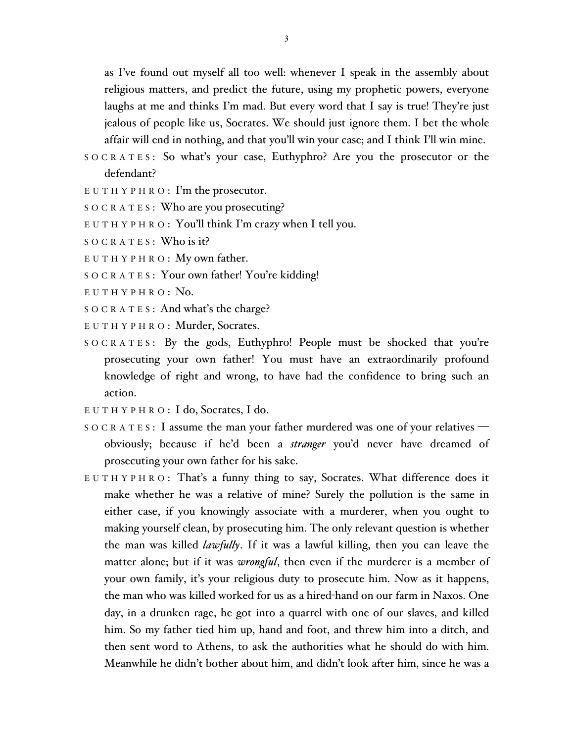as I've found out myself all too well: whenever I speak in the assembly about religious matters, and predict the future, using my prophetic powers, everyone laughs at me and thinks I'm mad. But every word that I say is true! They're just jealous of people like us, Socrates. We should just ignore them. I bet the whole affair will end in nothing, and that you'll win your case; and I think I'll win mine.

SOCRATES: So what's your case, Euthyphro? Are you the prosecutor or the defendant?

EUTHYPHRO: I'm the prosecutor.

SOCRATES: Who are you prosecuting?

EUTHYPHRO: You'll think I'm crazy when I tell you.

SOCRATES: Who is it?

EUTHYPHRO: My own father.

SOCRATES: Your own father! You're kidding!

EUTHYPHRO: No.

SOCRATES: And what's the charge?

EUTHYPHRO: Murder, Socrates.

SOCRATES: By the gods, Euthyphro! People must be shocked that you're prosecuting your own father! You must have an extraordinarily profound knowledge of right and wrong, to have had the confidence to bring such an action.

EUTHYPHRO: I do, Socrates, I do.

SOCRATES: I assume the man your father murdered was one of your relatives — obviously; because if he'd been a *stranger* you'd never have dreamed of prosecuting your own father for his sake.

EUTHYPHRO: That's a funny thing to say, Socrates. What difference does it make whether he was a relative of mine? Surely the pollution is the same in either case, if you knowingly associate with a murderer, when you ought to making yourself clean, by prosecuting him. The only relevant question is whether the man was killed *lawfully*. If it was a lawful killing, then you can leave the matter alone; but if it was *wrongful*, then even if the murderer is a member of your own family, it's your religious duty to prosecute him. Now as it happens, the man who was killed worked for us as a hired-hand on our farm in Naxos. One day, in a drunken rage, he got into a quarrel with one of our slaves, and killed him. So my father tied him up, hand and foot, and threw him into a ditch, and then sent word to Athens, to ask the authorities what he should do with him. Meanwhile he didn't bother about him, and didn't look after him, since he was a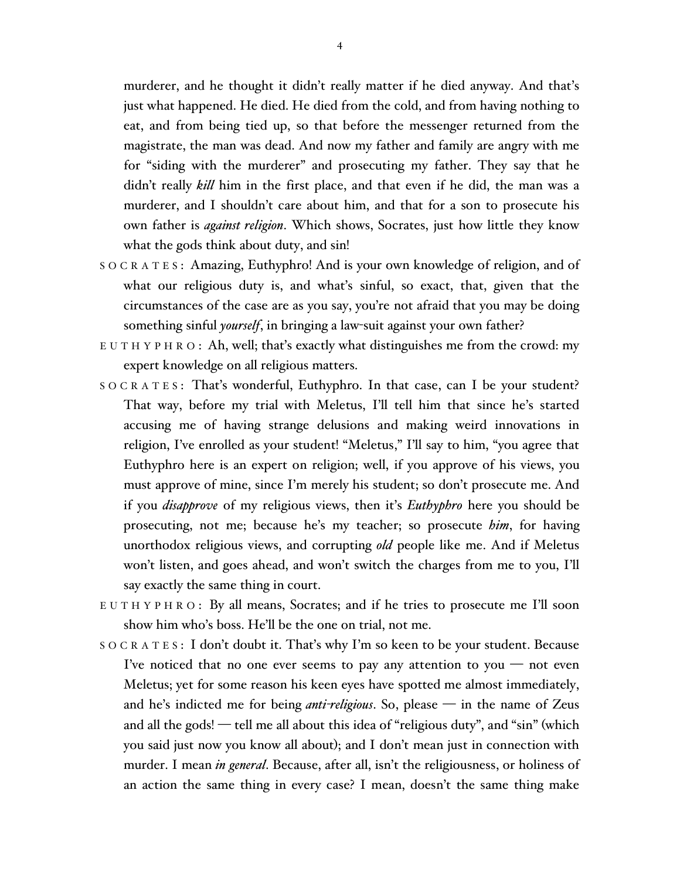murderer, and he thought it didn't really matter if he died anyway. And that's just what happened. He died. He died from the cold, and from having nothing to eat, and from being tied up, so that before the messenger returned from the magistrate, the man was dead. And now my father and family are angry with me for "siding with the murderer" and prosecuting my father. They say that he didn't really *kill* him in the first place, and that even if he did, the man was a murderer, and I shouldn't care about him, and that for a son to prosecute his own father is *against religion*. Which shows, Socrates, just how little they know what the gods think about duty, and sin!

SOCRATES: Amazing, Euthyphro! And is your own knowledge of religion, and of what our religious duty is, and what's sinful, so exact, that, given that the circumstances of the case are as you say, you're not afraid that you may be doing something sinful *yourself*, in bringing a law-suit against your own father?

EUTHYPHRO: Ah, well; that's exactly what distinguishes me from the crowd: my expert knowledge on all religious matters.

SOCRATES: That's wonderful, Euthyphro. In that case, can I be your student? That way, before my trial with Meletus, I'll tell him that since he's started accusing me of having strange delusions and making weird innovations in religion, I've enrolled as your student! "Meletus," I'll say to him, "you agree that Euthyphro here is an expert on religion; well, if you approve of his views, you must approve of mine, since I'm merely his student; so don't prosecute me. And if you *disapprove* of my religious views, then it's *Euthyphro* here you should be prosecuting, not me; because he's my teacher; so prosecute *him*, for having unorthodox religious views, and corrupting *old* people like me. And if Meletus won't listen, and goes ahead, and won't switch the charges from me to you, I'll say exactly the same thing in court.

EUTHYPHRO: By all means, Socrates; and if he tries to prosecute me I'll soon show him who's boss. He'll be the one on trial, not me.

SOCRATES: I don't doubt it. That's why I'm so keen to be your student. Because I've noticed that no one ever seems to pay any attention to you — not even Meletus; yet for some reason his keen eyes have spotted me almost immediately, and he's indicted me for being *anti-religious*. So, please — in the name of Zeus and all the gods! — tell me all about this idea of "religious duty", and "sin" (which you said just now you know all about); and I don't mean just in connection with murder. I mean *in general*. Because, after all, isn't the religiousness, or holiness of an action the same thing in every case? I mean, doesn't the same thing make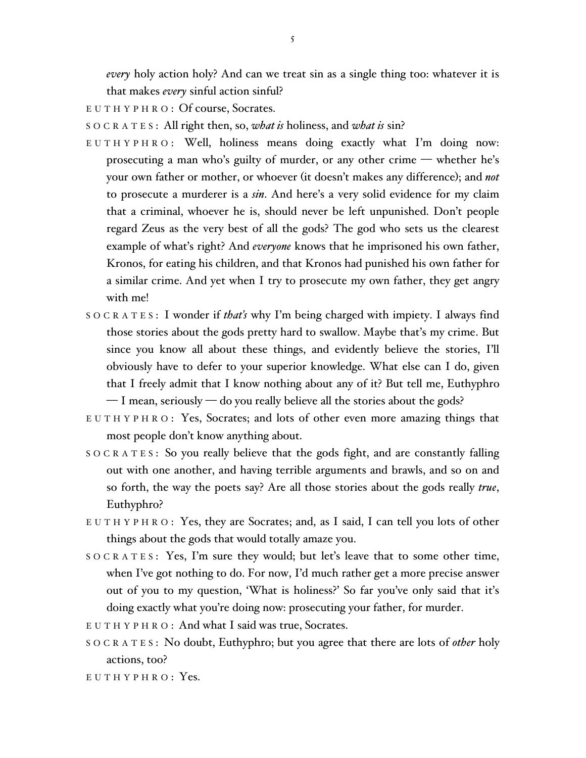*every* holy action holy? And can we treat sin as a single thing too: whatever it is that makes *every* sinful action sinful?

EUTHYPHRO: Of course, Socrates.

SOCRATES: All right then, so, *what is* holiness, and *what is* sin?

EUTHYPHRO: Well, holiness means doing exactly what I'm doing now: prosecuting a man who's guilty of murder, or any other crime — whether he's your own father or mother, or whoever (it doesn't makes any difference); and *not* to prosecute a murderer is a *sin*. And here's a very solid evidence for my claim that a criminal, whoever he is, should never be left unpunished. Don't people regard Zeus as the very best of all the gods? The god who sets us the clearest example of what's right? And *everyone* knows that he imprisoned his own father, Kronos, for eating his children, and that Kronos had punished his own father for a similar crime. And yet when I try to prosecute my own father, they get angry with me!

SOCRATES: I wonder if *that's* why I'm being charged with impiety. I always find those stories about the gods pretty hard to swallow. Maybe that's my crime. But since you know all about these things, and evidently believe the stories, I'll obviously have to defer to your superior knowledge. What else can I do, given that I freely admit that I know nothing about any of it? But tell me, Euthyphro — I mean, seriously — do you really believe all the stories about the gods?

EUTHYPHRO: Yes, Socrates; and lots of other even more amazing things that most people don't know anything about.

SOCRATES: So you really believe that the gods fight, and are constantly falling out with one another, and having terrible arguments and brawls, and so on and so forth, the way the poets say? Are all those stories about the gods really *true*, Euthyphro?

EUTHYPHRO: Yes, they are Socrates; and, as I said, I can tell you lots of other things about the gods that would totally amaze you.

SOCRATES: Yes, I'm sure they would; but let's leave that to some other time, when I've got nothing to do. For now, I'd much rather get a more precise answer out of you to my question, 'What is holiness?' So far you've only said that it's doing exactly what you're doing now: prosecuting your father, for murder.

EUTHYPHRO: And what I said was true, Socrates.

SOCRATES: No doubt, Euthyphro; but you agree that there are lots of *other* holy actions, too?

EUTHYPHRO: Yes.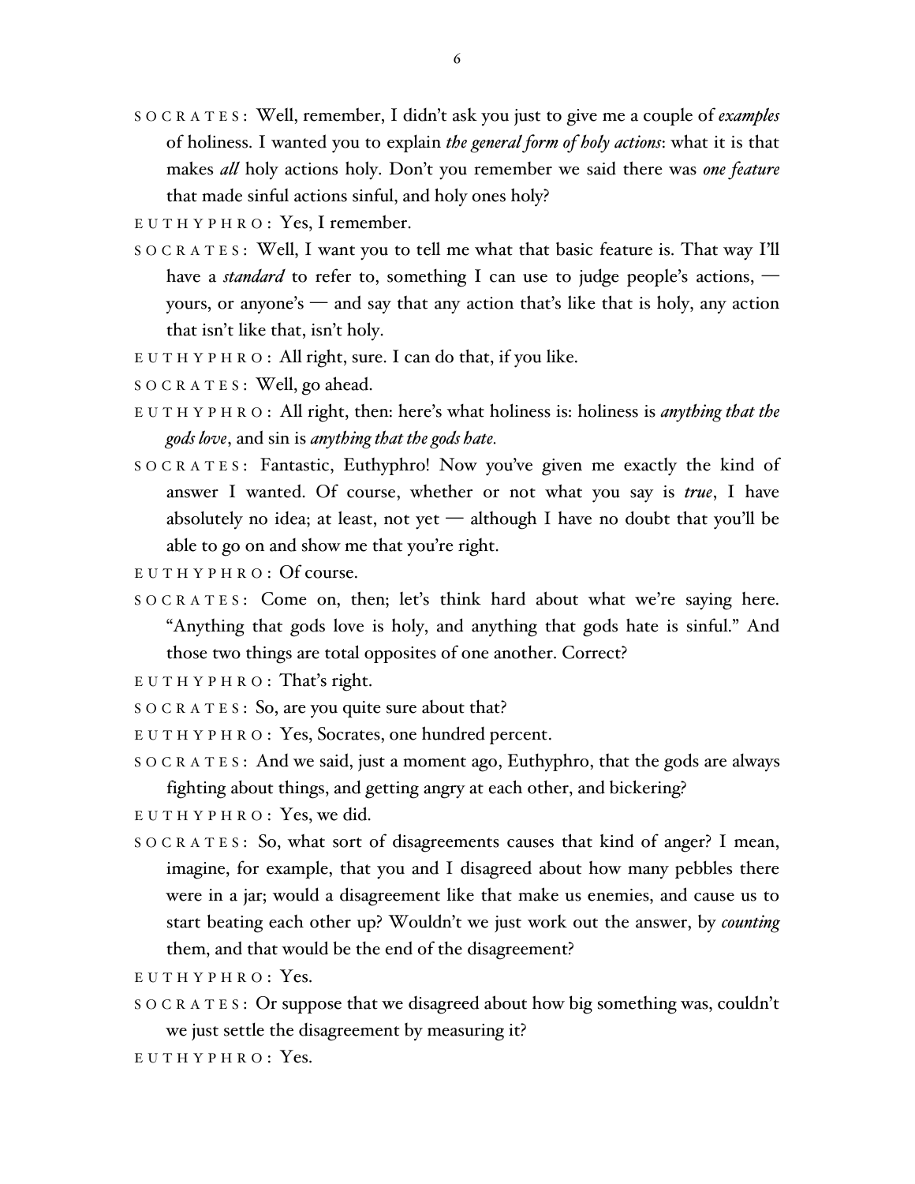SOCRATES: Well, remember, I didn't ask you just to give me a couple of *examples* of holiness. I wanted you to explain *the general form of holy actions*: what it is that makes *all* holy actions holy. Don't you remember we said there was *one feature* that made sinful actions sinful, and holy ones holy?

EUTHYPHRO: Yes, I remember.

SOCRATES: Well, I want you to tell me what that basic feature is. That way I'll have a *standard* to refer to, something I can use to judge people's actions, — yours, or anyone's — and say that any action that's like that is holy, any action that isn't like that, isn't holy.

EUTHYPHRO: All right, sure. I can do that, if you like.

SOCRATES: Well, go ahead.

EUTHYPHRO: All right, then: here's what holiness is: holiness is *anything that the gods love*, and sin is *anything that the gods hate.*

SOCRATES: Fantastic, Euthyphro! Now you've given me exactly the kind of answer I wanted. Of course, whether or not what you say is *true*, I have absolutely no idea; at least, not yet — although I have no doubt that you'll be able to go on and show me that you're right.

EUTHYPHRO: Of course.

SOCRATES: Come on, then; let's think hard about what we're saying here. "Anything that gods love is holy, and anything that gods hate is sinful." And those two things are total opposites of one another. Correct?

EUTHYPHRO: That's right.

SOCRATES: So, are you quite sure about that?

EUTHYPHRO: Yes, Socrates, one hundred percent.

SOCRATES: And we said, just a moment ago, Euthyphro, that the gods are always fighting about things, and getting angry at each other, and bickering?

EUTHYPHRO: Yes, we did.

SOCRATES: So, what sort of disagreements causes that kind of anger? I mean, imagine, for example, that you and I disagreed about how many pebbles there were in a jar; would a disagreement like that make us enemies, and cause us to start beating each other up? Wouldn't we just work out the answer, by *counting* them, and that would be the end of the disagreement?

EUTHYPHRO: Yes.

SOCRATES: Or suppose that we disagreed about how big something was, couldn't we just settle the disagreement by measuring it?

EUTHYPHRO: Yes.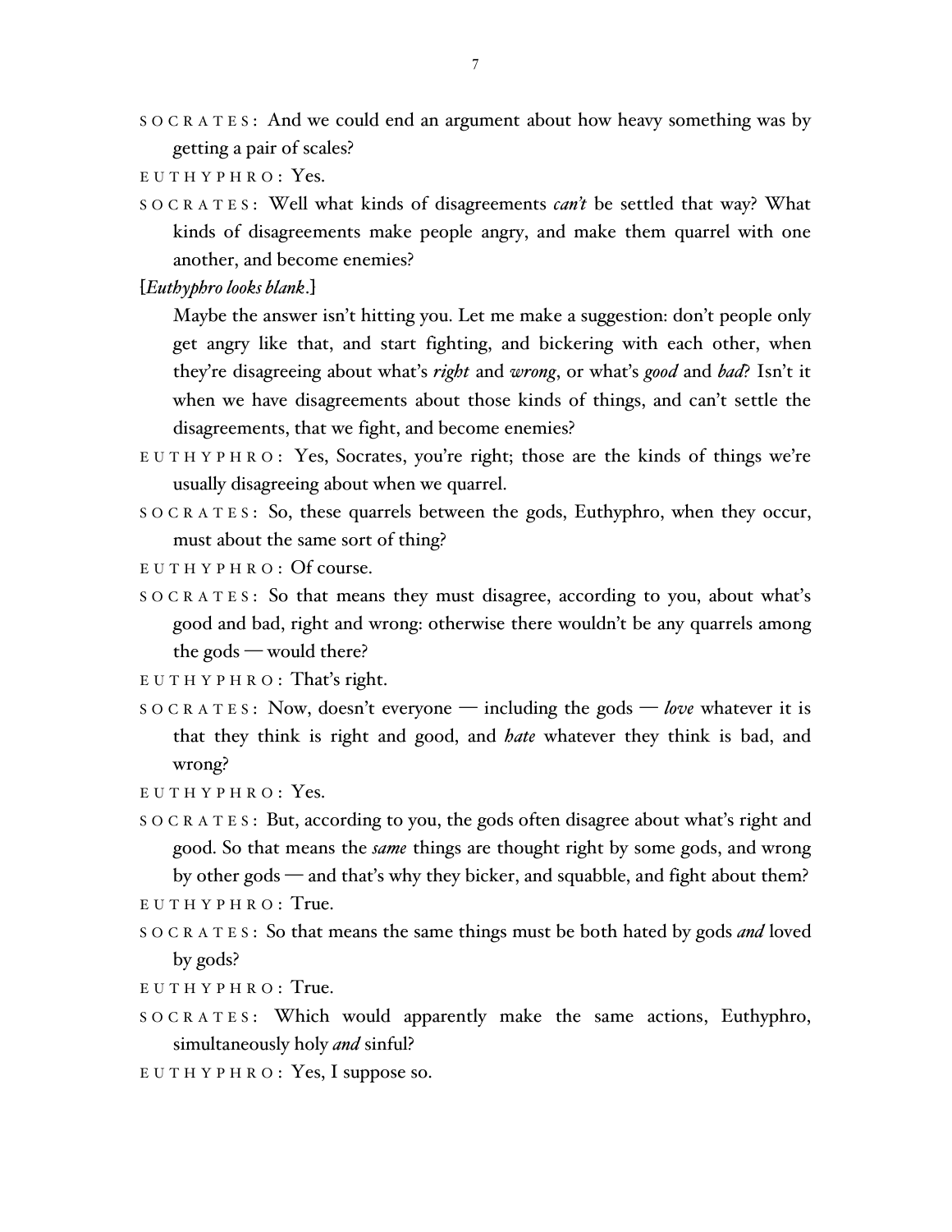SOCRATES: And we could end an argument about how heavy something was by getting a pair of scales?

EUTHYPHRO: Yes.

SOCRATES: Well what kinds of disagreements *can't* be settled that way? What kinds of disagreements make people angry, and make them quarrel with one another, and become enemies?

[*Euthyphro looks blank*.]

Maybe the answer isn't hitting you. Let me make a suggestion: don't people only get angry like that, and start fighting, and bickering with each other, when they're disagreeing about what's *right* and *wrong*, or what's *good* and *bad*? Isn't it when we have disagreements about those kinds of things, and can't settle the disagreements, that we fight, and become enemies?

EUTHYPHRO: Yes, Socrates, you're right; those are the kinds of things we're usually disagreeing about when we quarrel.

SOCRATES: So, these quarrels between the gods, Euthyphro, when they occur, must about the same sort of thing?

EUTHYPHRO: Of course.

SOCRATES: So that means they must disagree, according to you, about what's good and bad, right and wrong: otherwise there wouldn't be any quarrels among the gods — would there?

EUTHYPHRO: That's right.

SOCRATES: Now, doesn't everyone — including the gods — *love* whatever it is that they think is right and good, and *hate* whatever they think is bad, and wrong?

EUTHYPHRO: Yes.

SOCRATES: But, according to you, the gods often disagree about what's right and good. So that means the *same* things are thought right by some gods, and wrong by other gods — and that's why they bicker, and squabble, and fight about them?

EUTHYPHRO: True.

SOCRATES: So that means the same things must be both hated by gods *and* loved by gods?

EUTHYPHRO: True.

SOCRATES: Which would apparently make the same actions, Euthyphro, simultaneously holy *and* sinful?

EUTHYPHRO: Yes, I suppose so.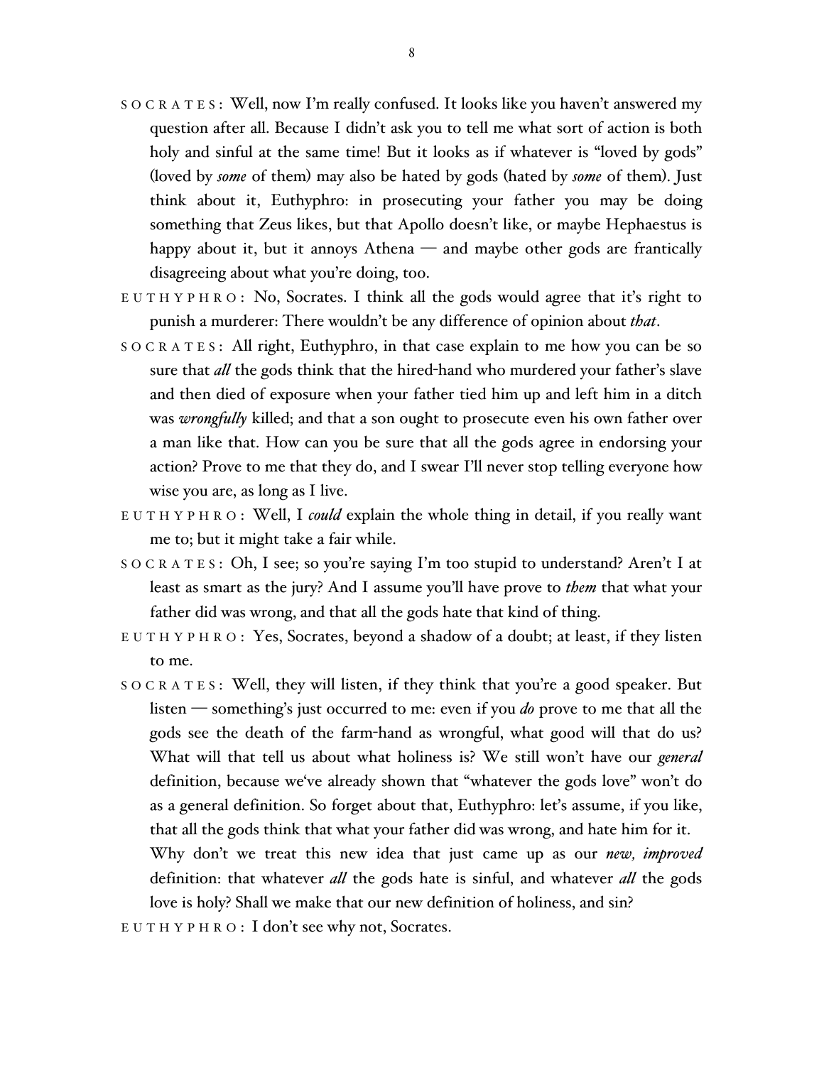SOCRATES: Well, now I'm really confused. It looks like you haven't answered my question after all. Because I didn't ask you to tell me what sort of action is both holy and sinful at the same time! But it looks as if whatever is "loved by gods" (loved by *some* of them) may also be hated by gods (hated by *some* of them). Just think about it, Euthyphro: in prosecuting your father you may be doing something that Zeus likes, but that Apollo doesn't like, or maybe Hephaestus is happy about it, but it annoys Athena — and maybe other gods are frantically disagreeing about what you're doing, too.

EUTHYPHRO: No, Socrates. I think all the gods would agree that it's right to punish a murderer: There wouldn't be any difference of opinion about *that*.

SOCRATES: All right, Euthyphro, in that case explain to me how you can be so sure that *all* the gods think that the hired-hand who murdered your father's slave and then died of exposure when your father tied him up and left him in a ditch was *wrongfully* killed; and that a son ought to prosecute even his own father over a man like that. How can you be sure that all the gods agree in endorsing your action? Prove to me that they do, and I swear I'll never stop telling everyone how wise you are, as long as I live.

EUTHYPHRO: Well, I *could* explain the whole thing in detail, if you really want me to; but it might take a fair while.

SOCRATES: Oh, I see; so you're saying I'm too stupid to understand? Aren't I at least as smart as the jury? And I assume you'll have prove to *them* that what your father did was wrong, and that all the gods hate that kind of thing.

EUTHYPHRO: Yes, Socrates, beyond a shadow of a doubt; at least, if they listen to me.

SOCRATES: Well, they will listen, if they think that you're a good speaker. But listen — something's just occurred to me: even if you *do* prove to me that all the gods see the death of the farm-hand as wrongful, what good will that do us? What will that tell us about what holiness is? We still won't have our *general* definition, because we've already shown that "whatever the gods love" won't do as a general definition. So forget about that, Euthyphro: let's assume, if you like, that all the gods think that what your father did was wrong, and hate him for it. Why don't we treat this new idea that just came up as our *new, improved* definition: that whatever *all* the gods hate is sinful, and whatever *all* the gods love is holy? Shall we make that our new definition of holiness, and sin?

EUTHYPHRO: I don't see why not, Socrates.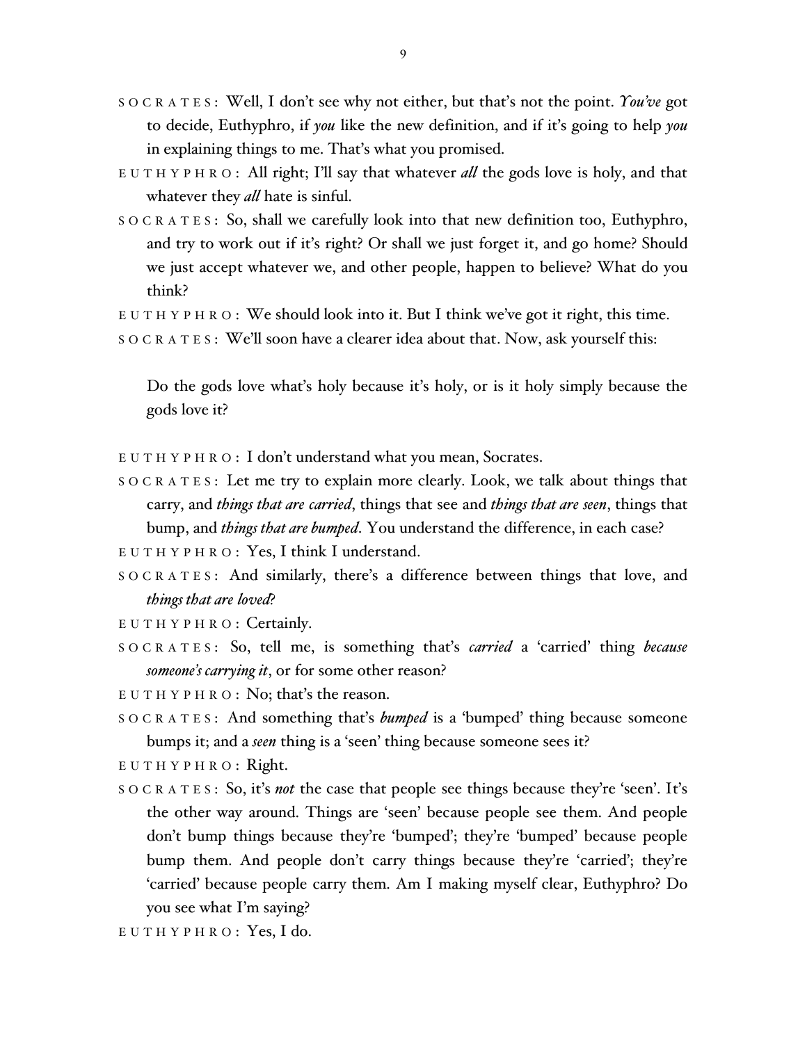SOCRATES: Well, I don't see why not either, but that's not the point. *You've* got to decide, Euthyphro, if *you* like the new definition, and if it's going to help *you* in explaining things to me. That's what you promised.

EUTHYPHRO: All right; I'll say that whatever *all* the gods love is holy, and that whatever they *all* hate is sinful.

SOCRATES: So, shall we carefully look into that new definition too, Euthyphro, and try to work out if it's right? Or shall we just forget it, and go home? Should we just accept whatever we, and other people, happen to believe? What do you think?

EUTHYPHRO: We should look into it. But I think we've got it right, this time.

SOCRATES: We'll soon have a clearer idea about that. Now, ask yourself this:

> Do the gods love what's holy because it's holy, or is it holy simply because the gods love it?

EUTHYPHRO: I don't understand what you mean, Socrates.

SOCRATES: Let me try to explain more clearly. Look, we talk about things that carry, and *things that are carried*, things that see and *things that are seen*, things that bump, and *things that are bumped*. You understand the difference, in each case?

EUTHYPHRO: Yes, I think I understand.

SOCRATES: And similarly, there's a difference between things that love, and *things that are loved*?

EUTHYPHRO: Certainly.

SOCRATES: So, tell me, is something that's *carried* a 'carried' thing *because someone's carrying it*, or for some other reason?

EUTHYPHRO: No; that's the reason.

SOCRATES: And something that's *bumped* is a 'bumped' thing because someone bumps it; and a *seen* thing is a 'seen' thing because someone sees it?

EUTHYPHRO: Right.

SOCRATES: So, it's *not* the case that people see things because they're 'seen'. It's the other way around. Things are 'seen' because people see them. And people don't bump things because they're 'bumped'; they're 'bumped' because people bump them. And people don't carry things because they're 'carried'; they're 'carried' because people carry them. Am I making myself clear, Euthyphro? Do you see what I'm saying?

EUTHYPHRO: Yes, I do.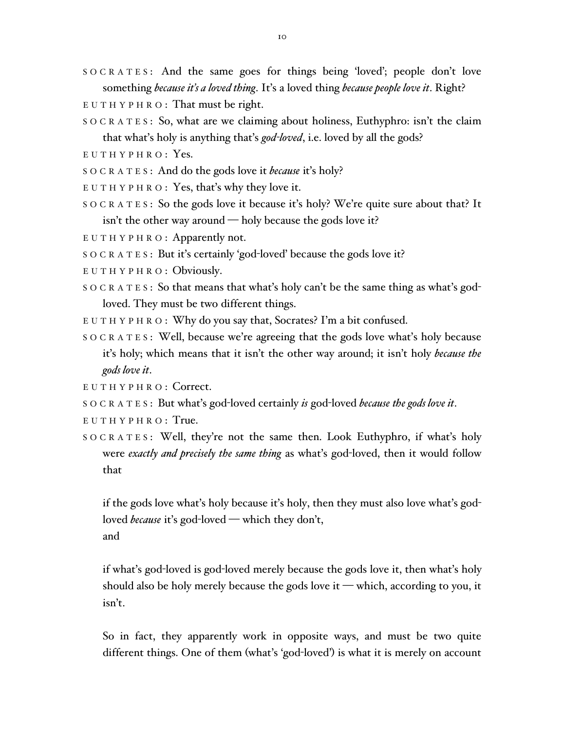SOCRATES: And the same goes for things being 'loved'; people don't love something *because it's a loved thing*. It's a loved thing *because people love it*. Right?

EUTHYPHRO: That must be right.

SOCRATES: So, what are we claiming about holiness, Euthyphro: isn't the claim that what's holy is anything that's *god-loved*, i.e. loved by all the gods?

EUTHYPHRO: Yes.

SOCRATES: And do the gods love it *because* it's holy?

EUTHYPHRO: Yes, that's why they love it.

SOCRATES: So the gods love it because it's holy? We're quite sure about that? It isn't the other way around — holy because the gods love it?

EUTHYPHRO: Apparently not.

SOCRATES: But it's certainly 'god-loved' because the gods love it?

EUTHYPHRO: Obviously.

SOCRATES: So that means that what's holy can't be the same thing as what's god-loved. They must be two different things.

EUTHYPHRO: Why do you say that, Socrates? I'm a bit confused.

SOCRATES: Well, because we're agreeing that the gods love what's holy because it's holy; which means that it isn't the other way around; it isn't holy *because the gods love it*.

EUTHYPHRO: Correct.

SOCRATES: But what's god-loved certainly *is* god-loved *because the gods love it*.

EUTHYPHRO: True.

SOCRATES: Well, they're not the same then. Look Euthyphro, if what's holy were *exactly and precisely the same thing* as what's god-loved, then it would follow that

> if the gods love what's holy because it's holy, then they must also love what's god-loved *because* it's god-loved — which they don't,
>
> and
>
> if what's god-loved is god-loved merely because the gods love it, then what's holy should also be holy merely because the gods love it — which, according to you, it isn't.

So in fact, they apparently work in opposite ways, and must be two quite different things. One of them (what's 'god-loved') is what it is merely on account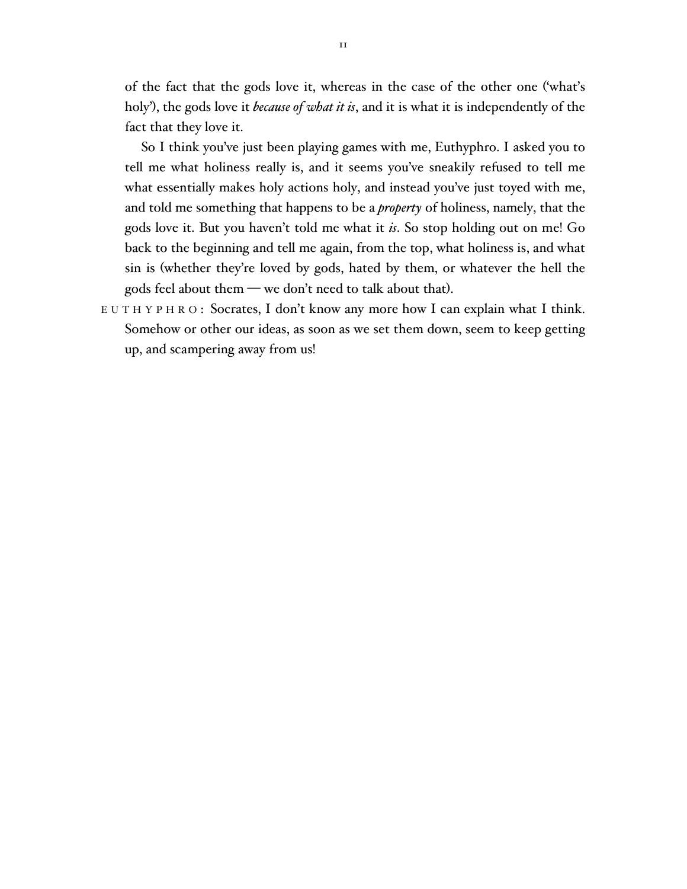of the fact that the gods love it, whereas in the case of the other one ('what's holy'), the gods love it *because of what it is*, and it is what it is independently of the fact that they love it.

So I think you've just been playing games with me, Euthyphro. I asked you to tell me what holiness really is, and it seems you've sneakily refused to tell me what essentially makes holy actions holy, and instead you've just toyed with me, and told me something that happens to be a ***property*** of holiness, namely, that the gods love it. But you haven't told me what it *is*. So stop holding out on me! Go back to the beginning and tell me again, from the top, what holiness is, and what sin is (whether they're loved by gods, hated by them, or whatever the hell the gods feel about them — we don't need to talk about that).

EUTHYPHRO: Socrates, I don't know any more how I can explain what I think. Somehow or other our ideas, as soon as we set them down, seem to keep getting up, and scampering away from us!